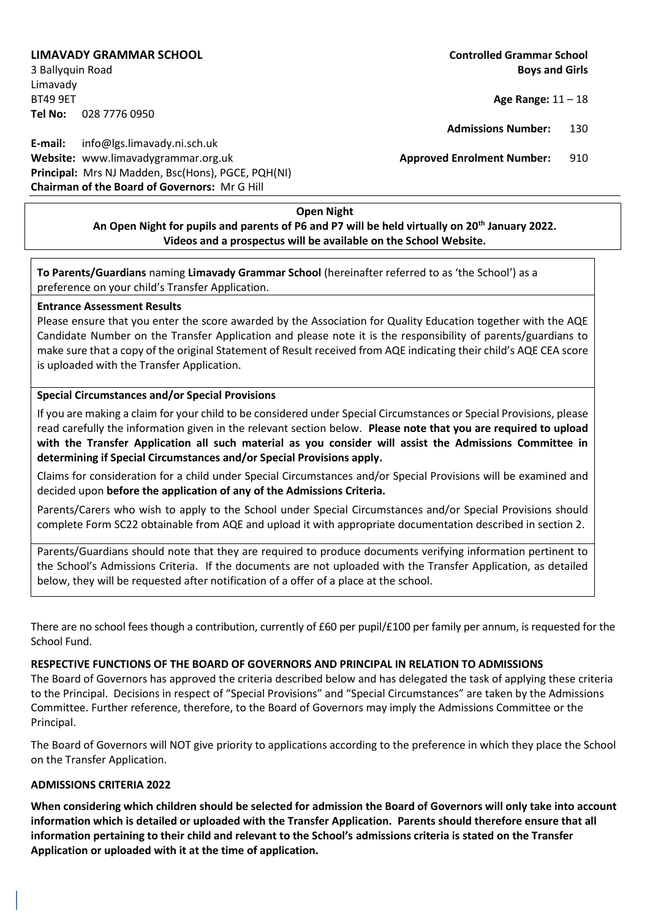**LIMAVADY GRAMMAR SCHOOL**
3 Ballyquin Road
Limavady
BT49 9ET
**Tel No:** 028 7776 0950

**E-mail:** info@lgs.limavady.ni.sch.uk
**Website:** www.limavadygrammar.org.uk
**Principal:** Mrs NJ Madden, Bsc(Hons), PGCE, PQH(NI)
**Chairman of the Board of Governors:** Mr G Hill

**Controlled Grammar School**
**Boys and Girls**

**Age Range:** 11 – 18

**Admissions Number:** 130

**Approved Enrolment Number:** 910

**Open Night**

**An Open Night for pupils and parents of P6 and P7 will be held virtually on 20th January 2022. Videos and a prospectus will be available on the School Website.**

**To Parents/Guardians** naming **Limavady Grammar School** (hereinafter referred to as 'the School') as a preference on your child's Transfer Application.

**Entrance Assessment Results**

Please ensure that you enter the score awarded by the Association for Quality Education together with the AQE Candidate Number on the Transfer Application and please note it is the responsibility of parents/guardians to make sure that a copy of the original Statement of Result received from AQE indicating their child's AQE CEA score is uploaded with the Transfer Application.

**Special Circumstances and/or Special Provisions**

If you are making a claim for your child to be considered under Special Circumstances or Special Provisions, please read carefully the information given in the relevant section below. **Please note that you are required to upload with the Transfer Application all such material as you consider will assist the Admissions Committee in determining if Special Circumstances and/or Special Provisions apply.**

Claims for consideration for a child under Special Circumstances and/or Special Provisions will be examined and decided upon **before the application of any of the Admissions Criteria.**

Parents/Carers who wish to apply to the School under Special Circumstances and/or Special Provisions should complete Form SC22 obtainable from AQE and upload it with appropriate documentation described in section 2.

Parents/Guardians should note that they are required to produce documents verifying information pertinent to the School's Admissions Criteria. If the documents are not uploaded with the Transfer Application, as detailed below, they will be requested after notification of a offer of a place at the school.

There are no school fees though a contribution, currently of £60 per pupil/£100 per family per annum, is requested for the School Fund.

**RESPECTIVE FUNCTIONS OF THE BOARD OF GOVERNORS AND PRINCIPAL IN RELATION TO ADMISSIONS**

The Board of Governors has approved the criteria described below and has delegated the task of applying these criteria to the Principal. Decisions in respect of "Special Provisions" and "Special Circumstances" are taken by the Admissions Committee. Further reference, therefore, to the Board of Governors may imply the Admissions Committee or the Principal.

The Board of Governors will NOT give priority to applications according to the preference in which they place the School on the Transfer Application.

**ADMISSIONS CRITERIA 2022**

**When considering which children should be selected for admission the Board of Governors will only take into account information which is detailed or uploaded with the Transfer Application. Parents should therefore ensure that all information pertaining to their child and relevant to the School's admissions criteria is stated on the Transfer Application or uploaded with it at the time of application.**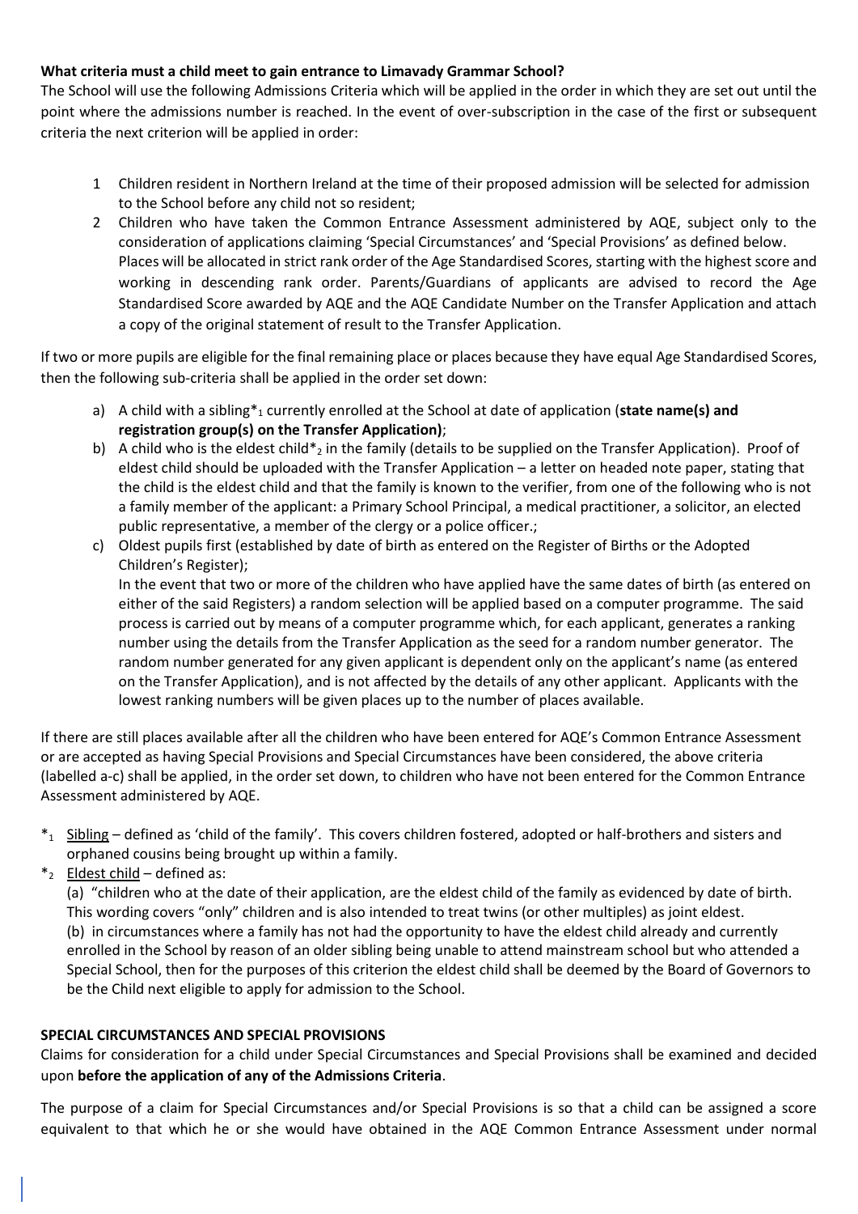**What criteria must a child meet to gain entrance to Limavady Grammar School?**

The School will use the following Admissions Criteria which will be applied in the order in which they are set out until the point where the admissions number is reached. In the event of over-subscription in the case of the first or subsequent criteria the next criterion will be applied in order:

1. Children resident in Northern Ireland at the time of their proposed admission will be selected for admission to the School before any child not so resident;
2. Children who have taken the Common Entrance Assessment administered by AQE, subject only to the consideration of applications claiming 'Special Circumstances' and 'Special Provisions' as defined below. Places will be allocated in strict rank order of the Age Standardised Scores, starting with the highest score and working in descending rank order. Parents/Guardians of applicants are advised to record the Age Standardised Score awarded by AQE and the AQE Candidate Number on the Transfer Application and attach a copy of the original statement of result to the Transfer Application.

If two or more pupils are eligible for the final remaining place or places because they have equal Age Standardised Scores, then the following sub-criteria shall be applied in the order set down:

a) A child with a sibling*[1] currently enrolled at the School at date of application (**state name(s) and registration group(s) on the Transfer Application)**;

b) A child who is the eldest child*[2] in the family (details to be supplied on the Transfer Application). Proof of eldest child should be uploaded with the Transfer Application – a letter on headed note paper, stating that the child is the eldest child and that the family is known to the verifier, from one of the following who is not a family member of the applicant: a Primary School Principal, a medical practitioner, a solicitor, an elected public representative, a member of the clergy or a police officer.;

c) Oldest pupils first (established by date of birth as entered on the Register of Births or the Adopted Children's Register);
In the event that two or more of the children who have applied have the same dates of birth (as entered on either of the said Registers) a random selection will be applied based on a computer programme. The said process is carried out by means of a computer programme which, for each applicant, generates a ranking number using the details from the Transfer Application as the seed for a random number generator. The random number generated for any given applicant is dependent only on the applicant's name (as entered on the Transfer Application), and is not affected by the details of any other applicant. Applicants with the lowest ranking numbers will be given places up to the number of places available.

If there are still places available after all the children who have been entered for AQE's Common Entrance Assessment or are accepted as having Special Provisions and Special Circumstances have been considered, the above criteria (labelled a-c) shall be applied, in the order set down, to children who have not been entered for the Common Entrance Assessment administered by AQE.

*[1] Sibling – defined as 'child of the family'. This covers children fostered, adopted or half-brothers and sisters and orphaned cousins being brought up within a family.

*[2] Eldest child – defined as:
(a) "children who at the date of their application, are the eldest child of the family as evidenced by date of birth. This wording covers "only" children and is also intended to treat twins (or other multiples) as joint eldest.
(b) in circumstances where a family has not had the opportunity to have the eldest child already and currently enrolled in the School by reason of an older sibling being unable to attend mainstream school but who attended a Special School, then for the purposes of this criterion the eldest child shall be deemed by the Board of Governors to be the Child next eligible to apply for admission to the School.

**SPECIAL CIRCUMSTANCES AND SPECIAL PROVISIONS**

Claims for consideration for a child under Special Circumstances and Special Provisions shall be examined and decided upon **before the application of any of the Admissions Criteria**.

The purpose of a claim for Special Circumstances and/or Special Provisions is so that a child can be assigned a score equivalent to that which he or she would have obtained in the AQE Common Entrance Assessment under normal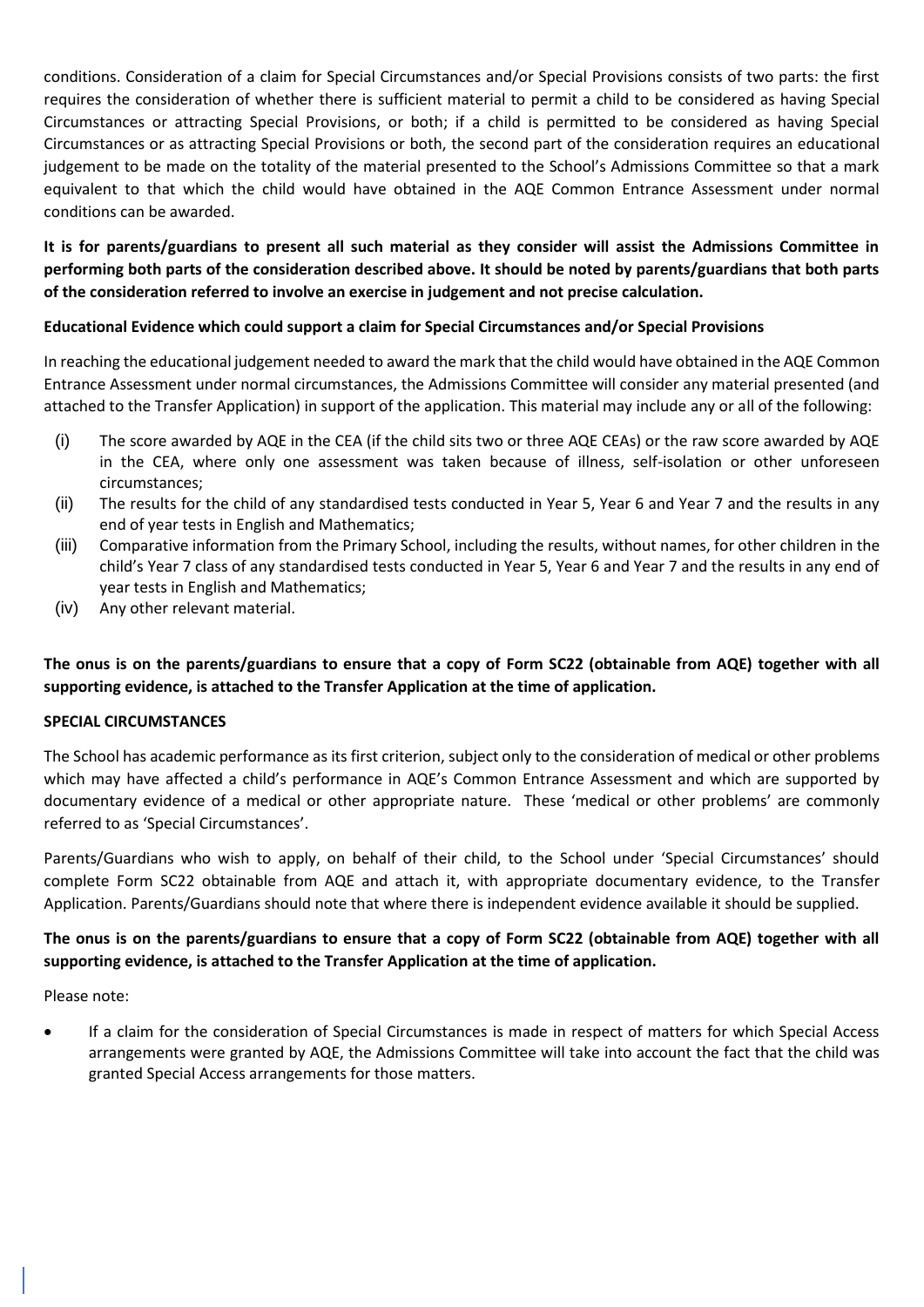conditions. Consideration of a claim for Special Circumstances and/or Special Provisions consists of two parts: the first requires the consideration of whether there is sufficient material to permit a child to be considered as having Special Circumstances or attracting Special Provisions, or both; if a child is permitted to be considered as having Special Circumstances or as attracting Special Provisions or both, the second part of the consideration requires an educational judgement to be made on the totality of the material presented to the School's Admissions Committee so that a mark equivalent to that which the child would have obtained in the AQE Common Entrance Assessment under normal conditions can be awarded.

**It is for parents/guardians to present all such material as they consider will assist the Admissions Committee in performing both parts of the consideration described above. It should be noted by parents/guardians that both parts of the consideration referred to involve an exercise in judgement and not precise calculation.**

**Educational Evidence which could support a claim for Special Circumstances and/or Special Provisions**

In reaching the educational judgement needed to award the mark that the child would have obtained in the AQE Common Entrance Assessment under normal circumstances, the Admissions Committee will consider any material presented (and attached to the Transfer Application) in support of the application. This material may include any or all of the following:

(i) The score awarded by AQE in the CEA (if the child sits two or three AQE CEAs) or the raw score awarded by AQE in the CEA, where only one assessment was taken because of illness, self-isolation or other unforeseen circumstances;

(ii) The results for the child of any standardised tests conducted in Year 5, Year 6 and Year 7 and the results in any end of year tests in English and Mathematics;

(iii) Comparative information from the Primary School, including the results, without names, for other children in the child's Year 7 class of any standardised tests conducted in Year 5, Year 6 and Year 7 and the results in any end of year tests in English and Mathematics;

(iv) Any other relevant material.

**The onus is on the parents/guardians to ensure that a copy of Form SC22 (obtainable from AQE) together with all supporting evidence, is attached to the Transfer Application at the time of application.**

**SPECIAL CIRCUMSTANCES**

The School has academic performance as its first criterion, subject only to the consideration of medical or other problems which may have affected a child's performance in AQE's Common Entrance Assessment and which are supported by documentary evidence of a medical or other appropriate nature. These 'medical or other problems' are commonly referred to as 'Special Circumstances'.

Parents/Guardians who wish to apply, on behalf of their child, to the School under 'Special Circumstances' should complete Form SC22 obtainable from AQE and attach it, with appropriate documentary evidence, to the Transfer Application. Parents/Guardians should note that where there is independent evidence available it should be supplied.

**The onus is on the parents/guardians to ensure that a copy of Form SC22 (obtainable from AQE) together with all supporting evidence, is attached to the Transfer Application at the time of application.**

Please note:

- If a claim for the consideration of Special Circumstances is made in respect of matters for which Special Access arrangements were granted by AQE, the Admissions Committee will take into account the fact that the child was granted Special Access arrangements for those matters.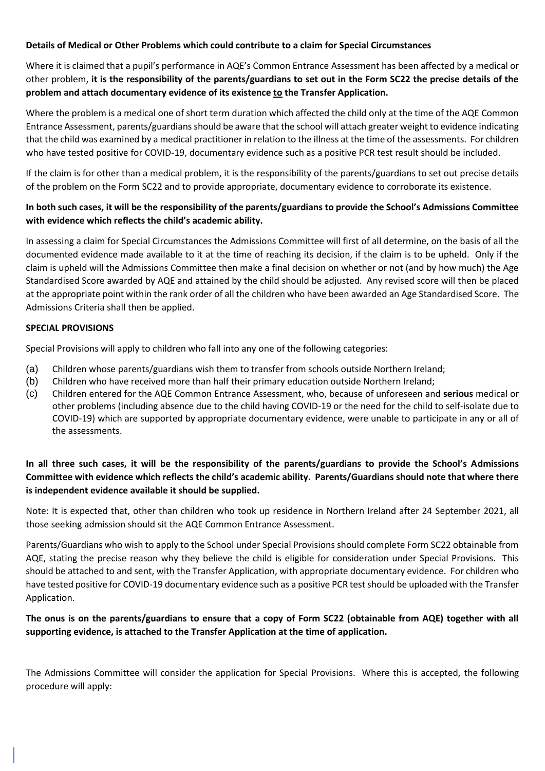**Details of Medical or Other Problems which could contribute to a claim for Special Circumstances**

Where it is claimed that a pupil's performance in AQE's Common Entrance Assessment has been affected by a medical or other problem, **it is the responsibility of the parents/guardians to set out in the Form SC22 the precise details of the problem and attach documentary evidence of its existence <u>to</u> the Transfer Application.**

Where the problem is a medical one of short term duration which affected the child only at the time of the AQE Common Entrance Assessment, parents/guardians should be aware that the school will attach greater weight to evidence indicating that the child was examined by a medical practitioner in relation to the illness at the time of the assessments. For children who have tested positive for COVID-19, documentary evidence such as a positive PCR test result should be included.

If the claim is for other than a medical problem, it is the responsibility of the parents/guardians to set out precise details of the problem on the Form SC22 and to provide appropriate, documentary evidence to corroborate its existence.

**In both such cases, it will be the responsibility of the parents/guardians to provide the School's Admissions Committee with evidence which reflects the child's academic ability.**

In assessing a claim for Special Circumstances the Admissions Committee will first of all determine, on the basis of all the documented evidence made available to it at the time of reaching its decision, if the claim is to be upheld. Only if the claim is upheld will the Admissions Committee then make a final decision on whether or not (and by how much) the Age Standardised Score awarded by AQE and attained by the child should be adjusted. Any revised score will then be placed at the appropriate point within the rank order of all the children who have been awarded an Age Standardised Score. The Admissions Criteria shall then be applied.

**SPECIAL PROVISIONS**

Special Provisions will apply to children who fall into any one of the following categories:

(a) Children whose parents/guardians wish them to transfer from schools outside Northern Ireland;
(b) Children who have received more than half their primary education outside Northern Ireland;
(c) Children entered for the AQE Common Entrance Assessment, who, because of unforeseen and **serious** medical or other problems (including absence due to the child having COVID-19 or the need for the child to self-isolate due to COVID-19) which are supported by appropriate documentary evidence, were unable to participate in any or all of the assessments.

**In all three such cases, it will be the responsibility of the parents/guardians to provide the School's Admissions Committee with evidence which reflects the child's academic ability. Parents/Guardians should note that where there is independent evidence available it should be supplied.**

Note: It is expected that, other than children who took up residence in Northern Ireland after 24 September 2021, all those seeking admission should sit the AQE Common Entrance Assessment.

Parents/Guardians who wish to apply to the School under Special Provisions should complete Form SC22 obtainable from AQE, stating the precise reason why they believe the child is eligible for consideration under Special Provisions. This should be attached to and sent, <u>with</u> the Transfer Application, with appropriate documentary evidence. For children who have tested positive for COVID-19 documentary evidence such as a positive PCR test should be uploaded with the Transfer Application.

**The onus is on the parents/guardians to ensure that a copy of Form SC22 (obtainable from AQE) together with all supporting evidence, is attached to the Transfer Application at the time of application.**

The Admissions Committee will consider the application for Special Provisions. Where this is accepted, the following procedure will apply: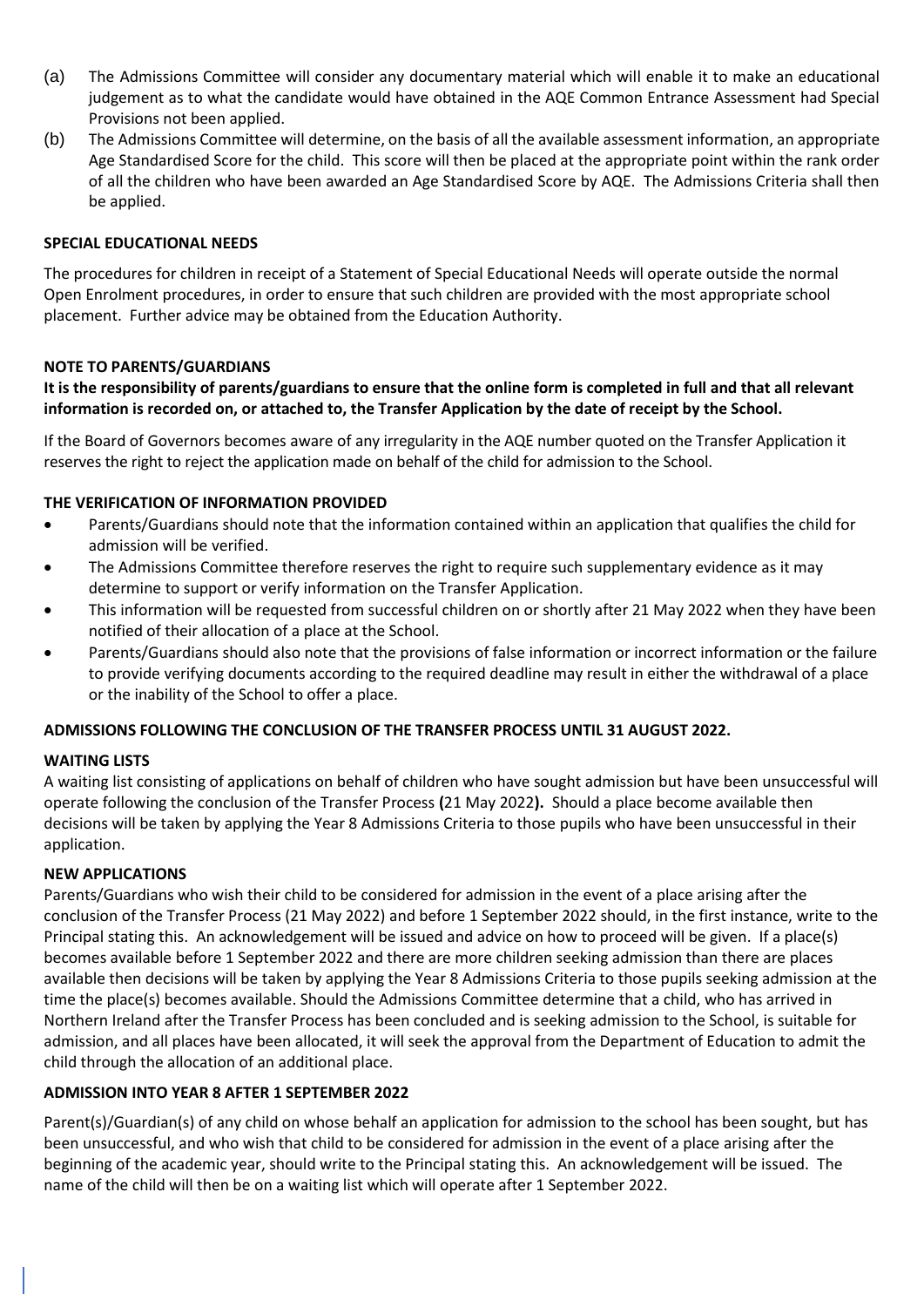(a) The Admissions Committee will consider any documentary material which will enable it to make an educational judgement as to what the candidate would have obtained in the AQE Common Entrance Assessment had Special Provisions not been applied.

(b) The Admissions Committee will determine, on the basis of all the available assessment information, an appropriate Age Standardised Score for the child. This score will then be placed at the appropriate point within the rank order of all the children who have been awarded an Age Standardised Score by AQE. The Admissions Criteria shall then be applied.

**SPECIAL EDUCATIONAL NEEDS**

The procedures for children in receipt of a Statement of Special Educational Needs will operate outside the normal Open Enrolment procedures, in order to ensure that such children are provided with the most appropriate school placement. Further advice may be obtained from the Education Authority.

**NOTE TO PARENTS/GUARDIANS**

**It is the responsibility of parents/guardians to ensure that the online form is completed in full and that all relevant information is recorded on, or attached to, the Transfer Application by the date of receipt by the School.**

If the Board of Governors becomes aware of any irregularity in the AQE number quoted on the Transfer Application it reserves the right to reject the application made on behalf of the child for admission to the School.

**THE VERIFICATION OF INFORMATION PROVIDED**

- Parents/Guardians should note that the information contained within an application that qualifies the child for admission will be verified.
- The Admissions Committee therefore reserves the right to require such supplementary evidence as it may determine to support or verify information on the Transfer Application.
- This information will be requested from successful children on or shortly after 21 May 2022 when they have been notified of their allocation of a place at the School.
- Parents/Guardians should also note that the provisions of false information or incorrect information or the failure to provide verifying documents according to the required deadline may result in either the withdrawal of a place or the inability of the School to offer a place.

**ADMISSIONS FOLLOWING THE CONCLUSION OF THE TRANSFER PROCESS UNTIL 31 AUGUST 2022.**

**WAITING LISTS**

A waiting list consisting of applications on behalf of children who have sought admission but have been unsuccessful will operate following the conclusion of the Transfer Process **(**21 May 2022**).** Should a place become available then decisions will be taken by applying the Year 8 Admissions Criteria to those pupils who have been unsuccessful in their application.

**NEW APPLICATIONS**

Parents/Guardians who wish their child to be considered for admission in the event of a place arising after the conclusion of the Transfer Process (21 May 2022) and before 1 September 2022 should, in the first instance, write to the Principal stating this. An acknowledgement will be issued and advice on how to proceed will be given. If a place(s) becomes available before 1 September 2022 and there are more children seeking admission than there are places available then decisions will be taken by applying the Year 8 Admissions Criteria to those pupils seeking admission at the time the place(s) becomes available. Should the Admissions Committee determine that a child, who has arrived in Northern Ireland after the Transfer Process has been concluded and is seeking admission to the School, is suitable for admission, and all places have been allocated, it will seek the approval from the Department of Education to admit the child through the allocation of an additional place.

**ADMISSION INTO YEAR 8 AFTER 1 SEPTEMBER 2022**

Parent(s)/Guardian(s) of any child on whose behalf an application for admission to the school has been sought, but has been unsuccessful, and who wish that child to be considered for admission in the event of a place arising after the beginning of the academic year, should write to the Principal stating this. An acknowledgement will be issued. The name of the child will then be on a waiting list which will operate after 1 September 2022.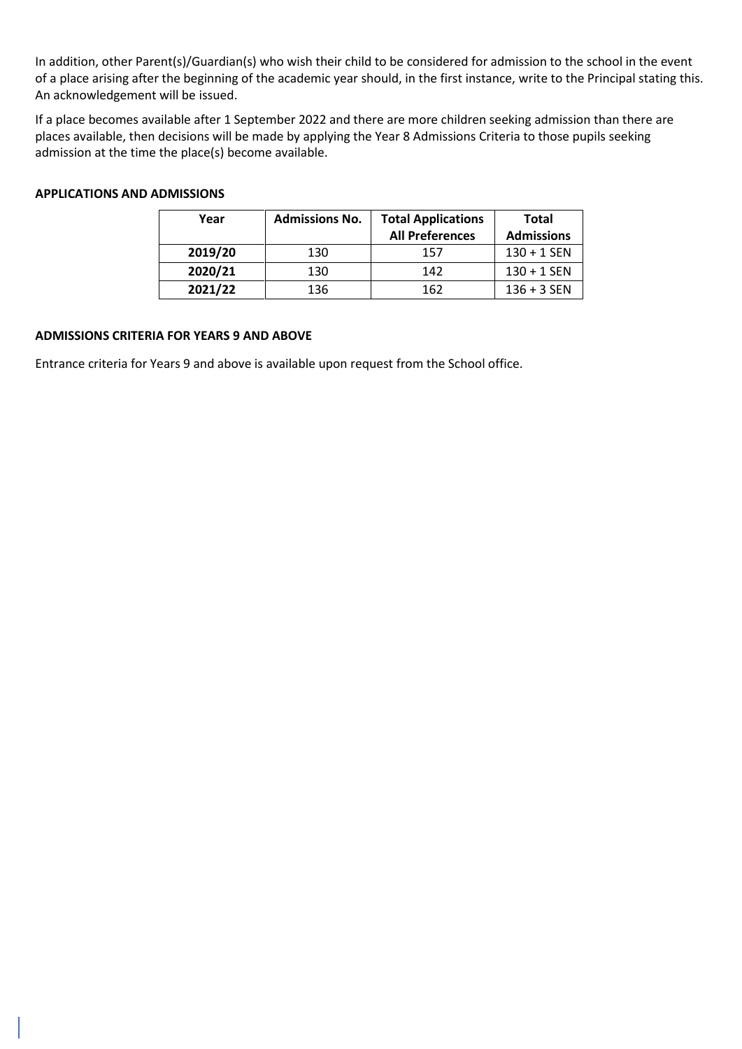In addition, other Parent(s)/Guardian(s) who wish their child to be considered for admission to the school in the event of a place arising after the beginning of the academic year should, in the first instance, write to the Principal stating this. An acknowledgement will be issued.

If a place becomes available after 1 September 2022 and there are more children seeking admission than there are places available, then decisions will be made by applying the Year 8 Admissions Criteria to those pupils seeking admission at the time the place(s) become available.

**APPLICATIONS AND ADMISSIONS**

| Year | Admissions No. | Total Applications All Preferences | Total Admissions |
|---|---|---|---|
| **2019/20** | 130 | 157 | 130 + 1 SEN |
| **2020/21** | 130 | 142 | 130 + 1 SEN |
| **2021/22** | 136 | 162 | 136 + 3 SEN |

**ADMISSIONS CRITERIA FOR YEARS 9 AND ABOVE**

Entrance criteria for Years 9 and above is available upon request from the School office.